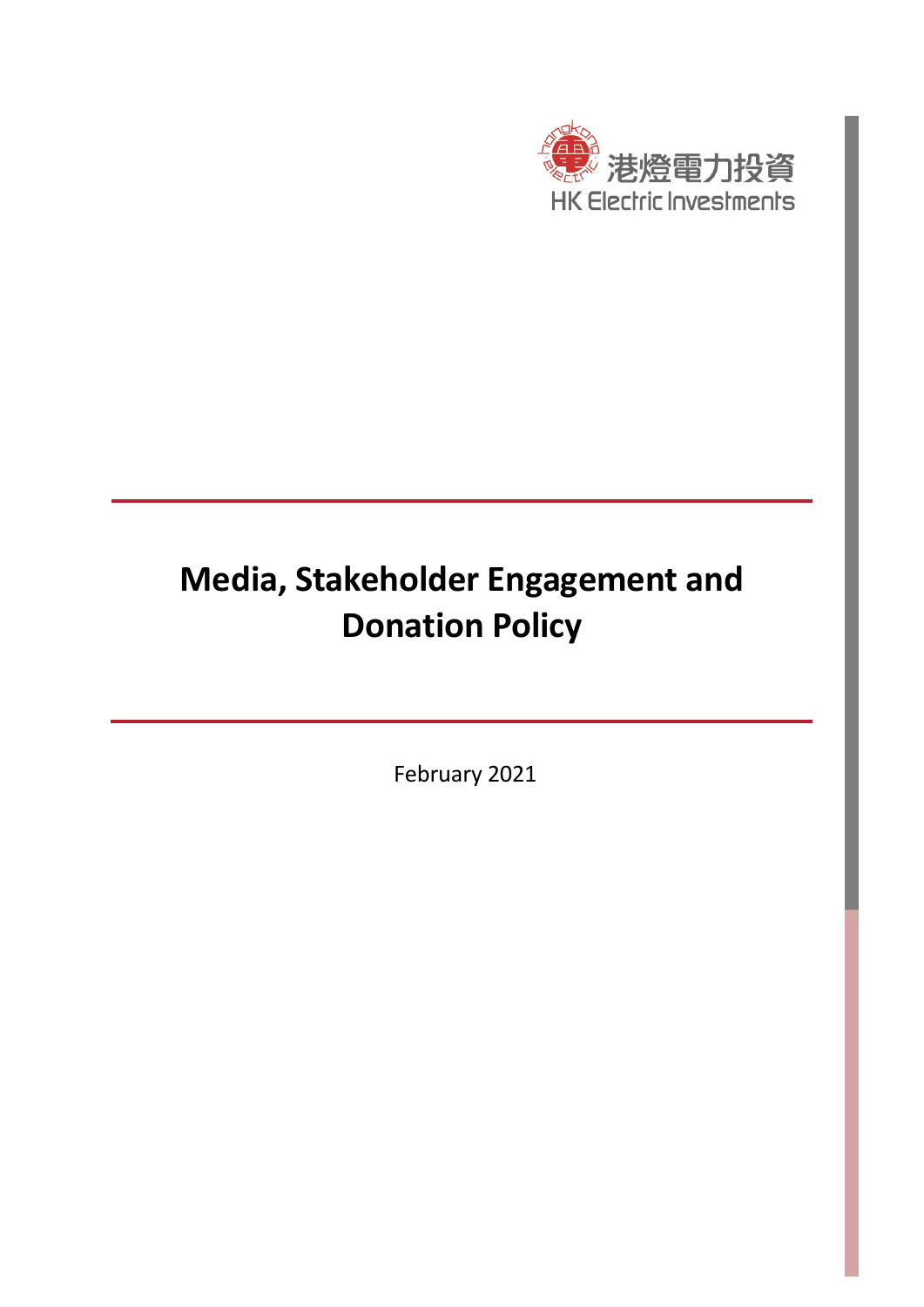港燈電力投資
HK Electric Investments

# Media, Stakeholder Engagement and Donation Policy

February 2021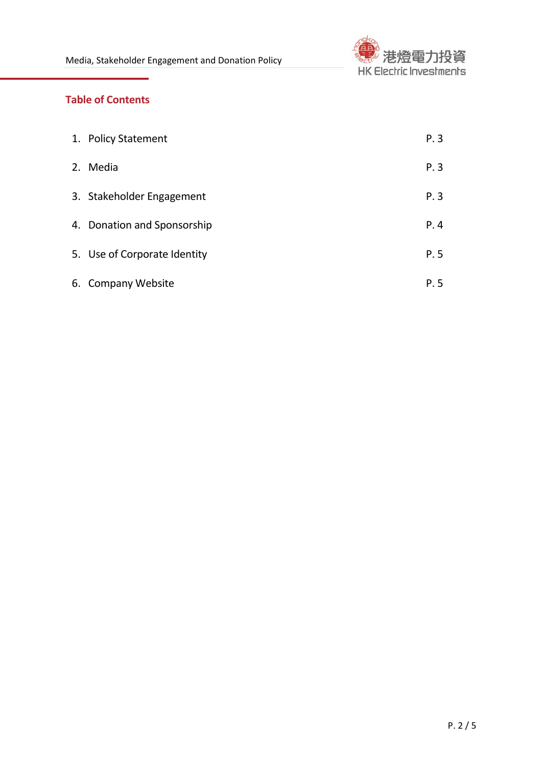## Table of Contents

| | |
|---|---|
| 1. Policy Statement | P. 3 |
| 2. Media | P. 3 |
| 3. Stakeholder Engagement | P. 3 |
| 4. Donation and Sponsorship | P. 4 |
| 5. Use of Corporate Identity | P. 5 |
| 6. Company Website | P. 5 |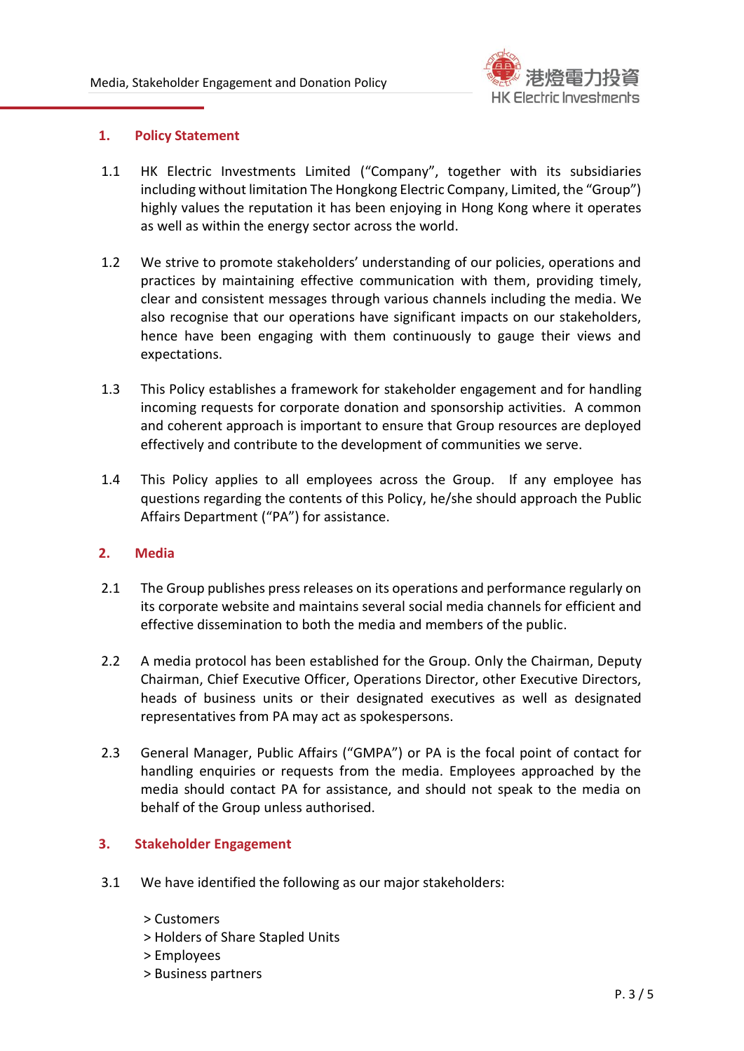## 1. Policy Statement

1.1 HK Electric Investments Limited ("Company", together with its subsidiaries including without limitation The Hongkong Electric Company, Limited, the "Group") highly values the reputation it has been enjoying in Hong Kong where it operates as well as within the energy sector across the world.

1.2 We strive to promote stakeholders' understanding of our policies, operations and practices by maintaining effective communication with them, providing timely, clear and consistent messages through various channels including the media. We also recognise that our operations have significant impacts on our stakeholders, hence have been engaging with them continuously to gauge their views and expectations.

1.3 This Policy establishes a framework for stakeholder engagement and for handling incoming requests for corporate donation and sponsorship activities. A common and coherent approach is important to ensure that Group resources are deployed effectively and contribute to the development of communities we serve.

1.4 This Policy applies to all employees across the Group. If any employee has questions regarding the contents of this Policy, he/she should approach the Public Affairs Department ("PA") for assistance.

## 2. Media

2.1 The Group publishes press releases on its operations and performance regularly on its corporate website and maintains several social media channels for efficient and effective dissemination to both the media and members of the public.

2.2 A media protocol has been established for the Group. Only the Chairman, Deputy Chairman, Chief Executive Officer, Operations Director, other Executive Directors, heads of business units or their designated executives as well as designated representatives from PA may act as spokespersons.

2.3 General Manager, Public Affairs ("GMPA") or PA is the focal point of contact for handling enquiries or requests from the media. Employees approached by the media should contact PA for assistance, and should not speak to the media on behalf of the Group unless authorised.

## 3. Stakeholder Engagement

3.1 We have identified the following as our major stakeholders:

> Customers
> Holders of Share Stapled Units
> Employees
> Business partners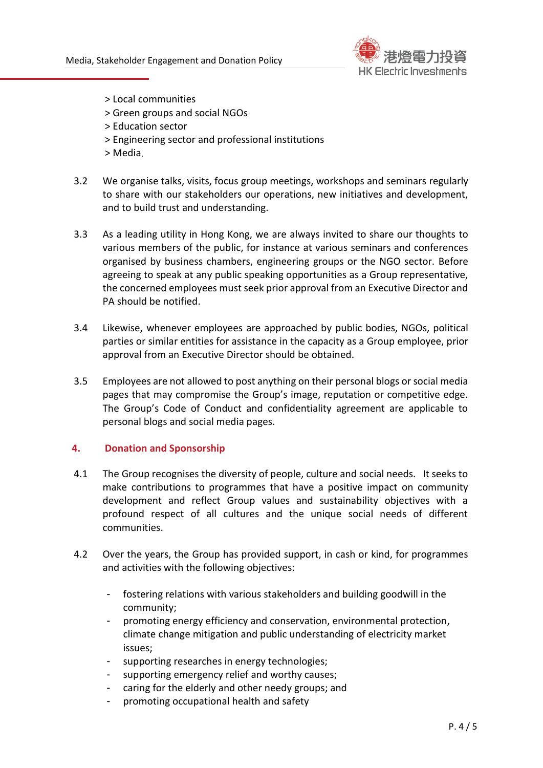> Local communities
> Green groups and social NGOs
> Education sector
> Engineering sector and professional institutions
> Media.

3.2 We organise talks, visits, focus group meetings, workshops and seminars regularly to share with our stakeholders our operations, new initiatives and development, and to build trust and understanding.

3.3 As a leading utility in Hong Kong, we are always invited to share our thoughts to various members of the public, for instance at various seminars and conferences organised by business chambers, engineering groups or the NGO sector. Before agreeing to speak at any public speaking opportunities as a Group representative, the concerned employees must seek prior approval from an Executive Director and PA should be notified.

3.4 Likewise, whenever employees are approached by public bodies, NGOs, political parties or similar entities for assistance in the capacity as a Group employee, prior approval from an Executive Director should be obtained.

3.5 Employees are not allowed to post anything on their personal blogs or social media pages that may compromise the Group's image, reputation or competitive edge. The Group's Code of Conduct and confidentiality agreement are applicable to personal blogs and social media pages.

## 4. Donation and Sponsorship

4.1 The Group recognises the diversity of people, culture and social needs. It seeks to make contributions to programmes that have a positive impact on community development and reflect Group values and sustainability objectives with a profound respect of all cultures and the unique social needs of different communities.

4.2 Over the years, the Group has provided support, in cash or kind, for programmes and activities with the following objectives:

- fostering relations with various stakeholders and building goodwill in the community;
- promoting energy efficiency and conservation, environmental protection, climate change mitigation and public understanding of electricity market issues;
- supporting researches in energy technologies;
- supporting emergency relief and worthy causes;
- caring for the elderly and other needy groups; and
- promoting occupational health and safety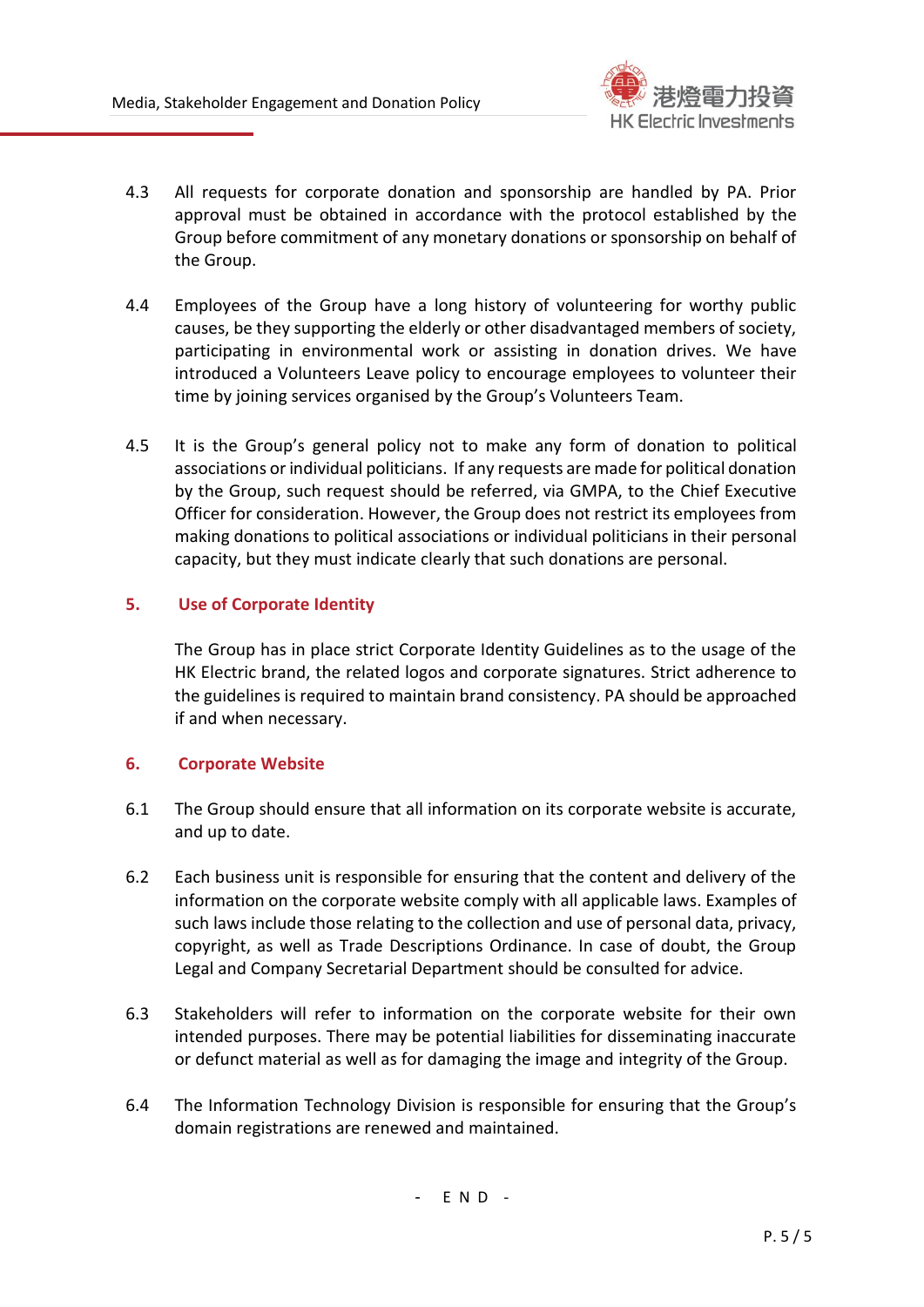4.3 All requests for corporate donation and sponsorship are handled by PA. Prior approval must be obtained in accordance with the protocol established by the Group before commitment of any monetary donations or sponsorship on behalf of the Group.

4.4 Employees of the Group have a long history of volunteering for worthy public causes, be they supporting the elderly or other disadvantaged members of society, participating in environmental work or assisting in donation drives. We have introduced a Volunteers Leave policy to encourage employees to volunteer their time by joining services organised by the Group's Volunteers Team.

4.5 It is the Group's general policy not to make any form of donation to political associations or individual politicians. If any requests are made for political donation by the Group, such request should be referred, via GMPA, to the Chief Executive Officer for consideration. However, the Group does not restrict its employees from making donations to political associations or individual politicians in their personal capacity, but they must indicate clearly that such donations are personal.

## 5. Use of Corporate Identity

The Group has in place strict Corporate Identity Guidelines as to the usage of the HK Electric brand, the related logos and corporate signatures. Strict adherence to the guidelines is required to maintain brand consistency. PA should be approached if and when necessary.

## 6. Corporate Website

6.1 The Group should ensure that all information on its corporate website is accurate, and up to date.

6.2 Each business unit is responsible for ensuring that the content and delivery of the information on the corporate website comply with all applicable laws. Examples of such laws include those relating to the collection and use of personal data, privacy, copyright, as well as Trade Descriptions Ordinance. In case of doubt, the Group Legal and Company Secretarial Department should be consulted for advice.

6.3 Stakeholders will refer to information on the corporate website for their own intended purposes. There may be potential liabilities for disseminating inaccurate or defunct material as well as for damaging the image and integrity of the Group.

6.4 The Information Technology Division is responsible for ensuring that the Group's domain registrations are renewed and maintained.

\- E N D -